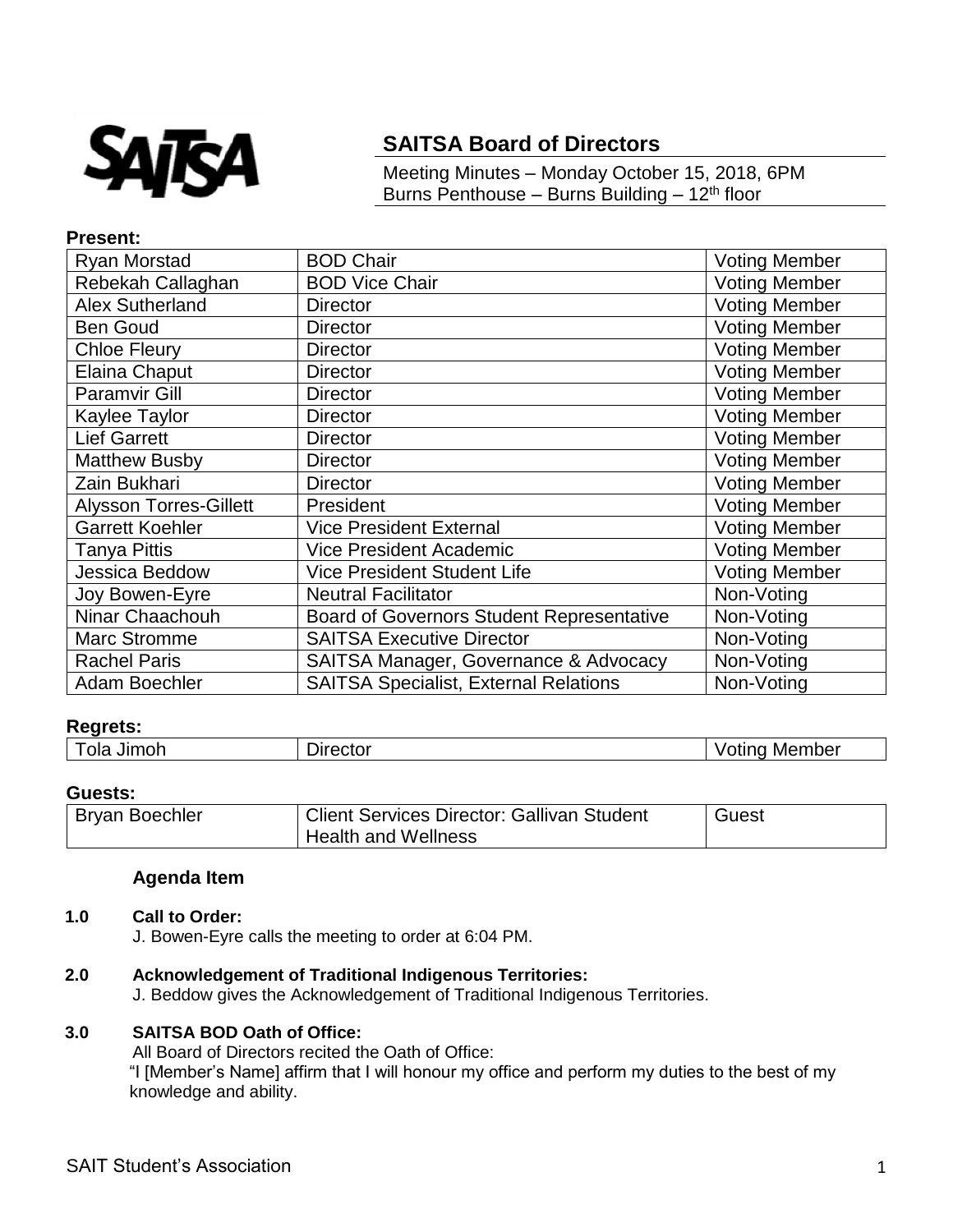# SAITSA Board of Directors

Meeting Minutes – Monday October 15, 2018, 6PM
Burns Penthouse – Burns Building – 12th floor

**Present:**

| Name | Role | Status |
|---|---|---|
| Ryan Morstad | BOD Chair | Voting Member |
| Rebekah Callaghan | BOD Vice Chair | Voting Member |
| Alex Sutherland | Director | Voting Member |
| Ben Goud | Director | Voting Member |
| Chloe Fleury | Director | Voting Member |
| Elaina Chaput | Director | Voting Member |
| Paramvir Gill | Director | Voting Member |
| Kaylee Taylor | Director | Voting Member |
| Lief Garrett | Director | Voting Member |
| Matthew Busby | Director | Voting Member |
| Zain Bukhari | Director | Voting Member |
| Alysson Torres-Gillett | President | Voting Member |
| Garrett Koehler | Vice President External | Voting Member |
| Tanya Pittis | Vice President Academic | Voting Member |
| Jessica Beddow | Vice President Student Life | Voting Member |
| Joy Bowen-Eyre | Neutral Facilitator | Non-Voting |
| Ninar Chaachouh | Board of Governors Student Representative | Non-Voting |
| Marc Stromme | SAITSA Executive Director | Non-Voting |
| Rachel Paris | SAITSA Manager, Governance & Advocacy | Non-Voting |
| Adam Boechler | SAITSA Specialist, External Relations | Non-Voting |

**Regrets:**

| Name | Role | Status |
|---|---|---|
| Tola Jimoh | Director | Voting Member |

**Guests:**

| Name | Role | Status |
|---|---|---|
| Bryan Boechler | Client Services Director: Gallivan Student Health and Wellness | Guest |

**Agenda Item**

**1.0 Call to Order:**
J. Bowen-Eyre calls the meeting to order at 6:04 PM.

**2.0 Acknowledgement of Traditional Indigenous Territories:**
J. Beddow gives the Acknowledgement of Traditional Indigenous Territories.

**3.0 SAITSA BOD Oath of Office:**
All Board of Directors recited the Oath of Office:
"I [Member's Name] affirm that I will honour my office and perform my duties to the best of my knowledge and ability.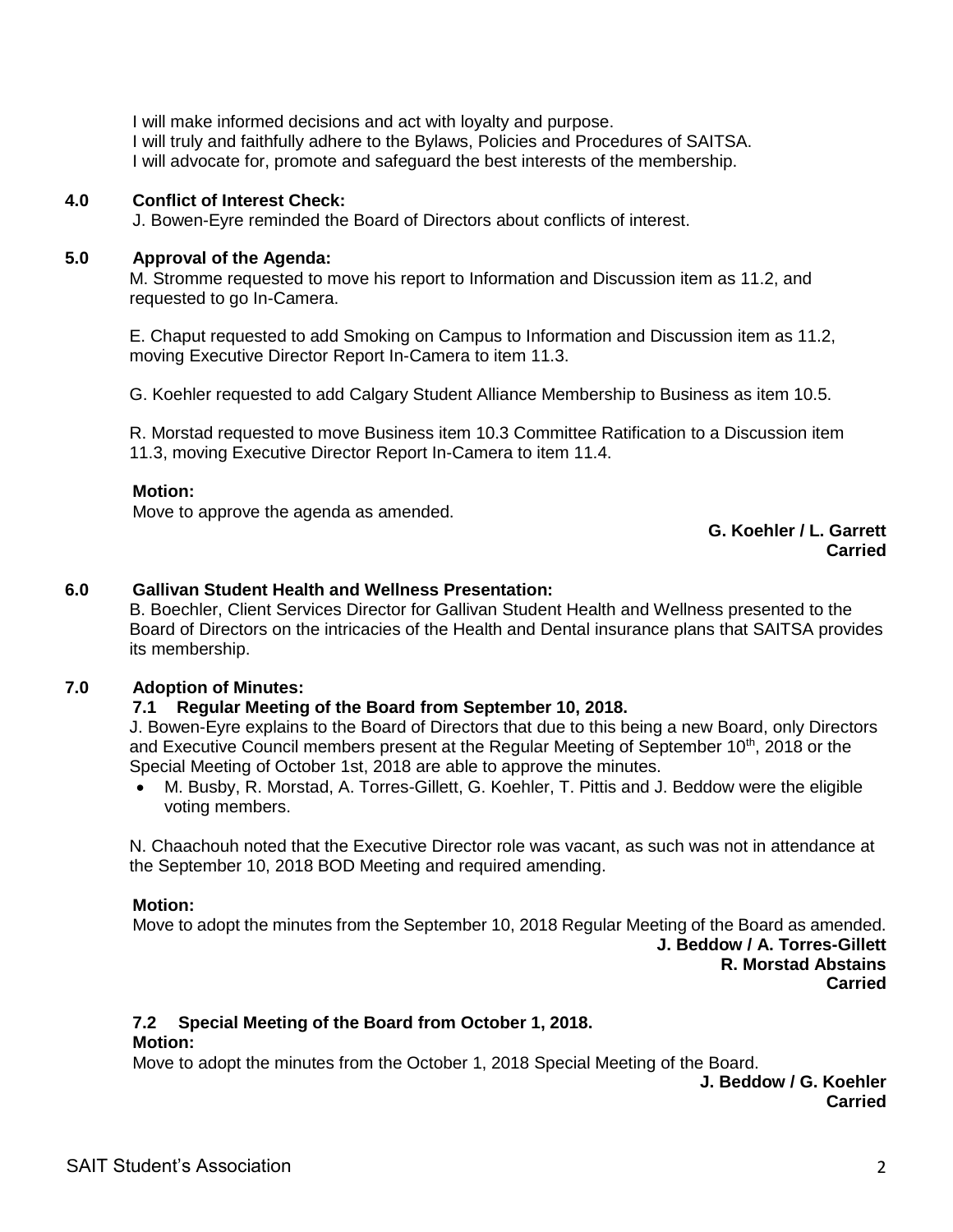I will make informed decisions and act with loyalty and purpose.
I will truly and faithfully adhere to the Bylaws, Policies and Procedures of SAITSA.
I will advocate for, promote and safeguard the best interests of the membership.

## 4.0 Conflict of Interest Check:

J. Bowen-Eyre reminded the Board of Directors about conflicts of interest.

## 5.0 Approval of the Agenda:

M. Stromme requested to move his report to Information and Discussion item as 11.2, and requested to go In-Camera.

E. Chaput requested to add Smoking on Campus to Information and Discussion item as 11.2, moving Executive Director Report In-Camera to item 11.3.

G. Koehler requested to add Calgary Student Alliance Membership to Business as item 10.5.

R. Morstad requested to move Business item 10.3 Committee Ratification to a Discussion item 11.3, moving Executive Director Report In-Camera to item 11.4.

**Motion:**
Move to approve the agenda as amended.

**G. Koehler / L. Garrett**
**Carried**

## 6.0 Gallivan Student Health and Wellness Presentation:

B. Boechler, Client Services Director for Gallivan Student Health and Wellness presented to the Board of Directors on the intricacies of the Health and Dental insurance plans that SAITSA provides its membership.

## 7.0 Adoption of Minutes:

### 7.1 Regular Meeting of the Board from September 10, 2018.

J. Bowen-Eyre explains to the Board of Directors that due to this being a new Board, only Directors and Executive Council members present at the Regular Meeting of September 10th, 2018 or the Special Meeting of October 1st, 2018 are able to approve the minutes.

- M. Busby, R. Morstad, A. Torres-Gillett, G. Koehler, T. Pittis and J. Beddow were the eligible voting members.

N. Chaachouh noted that the Executive Director role was vacant, as such was not in attendance at the September 10, 2018 BOD Meeting and required amending.

**Motion:**
Move to adopt the minutes from the September 10, 2018 Regular Meeting of the Board as amended.

**J. Beddow / A. Torres-Gillett**
**R. Morstad Abstains**
**Carried**

### 7.2 Special Meeting of the Board from October 1, 2018.

**Motion:**
Move to adopt the minutes from the October 1, 2018 Special Meeting of the Board.

**J. Beddow / G. Koehler**
**Carried**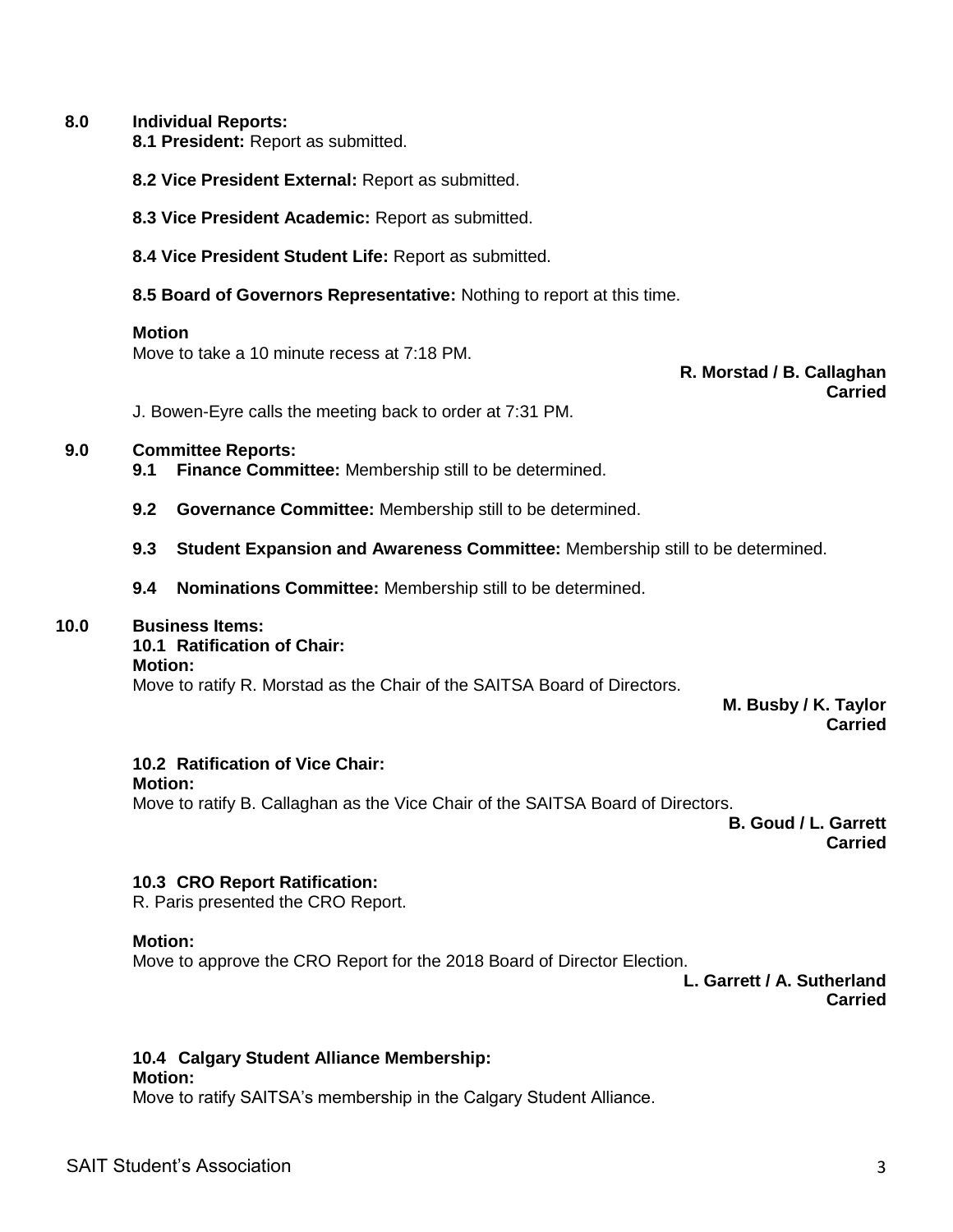## 8.0 Individual Reports:

**8.1 President:** Report as submitted.

**8.2 Vice President External:** Report as submitted.

**8.3 Vice President Academic:** Report as submitted.

**8.4 Vice President Student Life:** Report as submitted.

**8.5 Board of Governors Representative:** Nothing to report at this time.

**Motion**

Move to take a 10 minute recess at 7:18 PM.

**R. Morstad / B. Callaghan**
**Carried**

J. Bowen-Eyre calls the meeting back to order at 7:31 PM.

## 9.0 Committee Reports:

**9.1 Finance Committee:** Membership still to be determined.

**9.2 Governance Committee:** Membership still to be determined.

**9.3 Student Expansion and Awareness Committee:** Membership still to be determined.

**9.4 Nominations Committee:** Membership still to be determined.

## 10.0 Business Items:

### 10.1 Ratification of Chair:

**Motion:**

Move to ratify R. Morstad as the Chair of the SAITSA Board of Directors.

**M. Busby / K. Taylor**
**Carried**

### 10.2 Ratification of Vice Chair:

**Motion:**

Move to ratify B. Callaghan as the Vice Chair of the SAITSA Board of Directors.

**B. Goud / L. Garrett**
**Carried**

### 10.3 CRO Report Ratification:

R. Paris presented the CRO Report.

**Motion:**

Move to approve the CRO Report for the 2018 Board of Director Election.

**L. Garrett / A. Sutherland**
**Carried**

### 10.4 Calgary Student Alliance Membership:

**Motion:**

Move to ratify SAITSA's membership in the Calgary Student Alliance.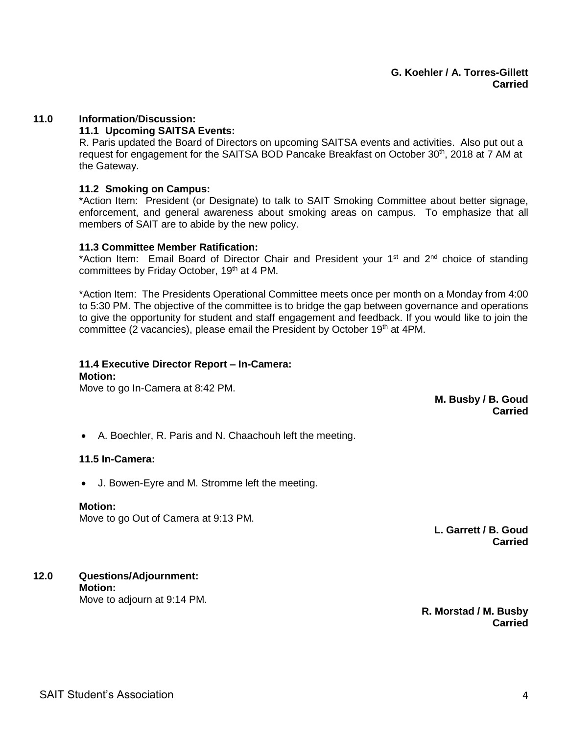**G. Koehler / A. Torres-Gillett**
**Carried**

## 11.0 Information/Discussion:

### 11.1 Upcoming SAITSA Events:

R. Paris updated the Board of Directors on upcoming SAITSA events and activities. Also put out a request for engagement for the SAITSA BOD Pancake Breakfast on October 30th, 2018 at 7 AM at the Gateway.

### 11.2 Smoking on Campus:

*Action Item: President (or Designate) to talk to SAIT Smoking Committee about better signage, enforcement, and general awareness about smoking areas on campus. To emphasize that all members of SAIT are to abide by the new policy.

### 11.3 Committee Member Ratification:

*Action Item: Email Board of Director Chair and President your 1st and 2nd choice of standing committees by Friday October, 19th at 4 PM.

*Action Item: The Presidents Operational Committee meets once per month on a Monday from 4:00 to 5:30 PM. The objective of the committee is to bridge the gap between governance and operations to give the opportunity for student and staff engagement and feedback. If you would like to join the committee (2 vacancies), please email the President by October 19th at 4PM.

### 11.4 Executive Director Report – In-Camera:

**Motion:**
Move to go In-Camera at 8:42 PM.

**M. Busby / B. Goud**
**Carried**

- A. Boechler, R. Paris and N. Chaachouh left the meeting.

### 11.5 In-Camera:

- J. Bowen-Eyre and M. Stromme left the meeting.

**Motion:**
Move to go Out of Camera at 9:13 PM.

**L. Garrett / B. Goud**
**Carried**

## 12.0 Questions/Adjournment:

**Motion:**
Move to adjourn at 9:14 PM.

**R. Morstad / M. Busby**
**Carried**